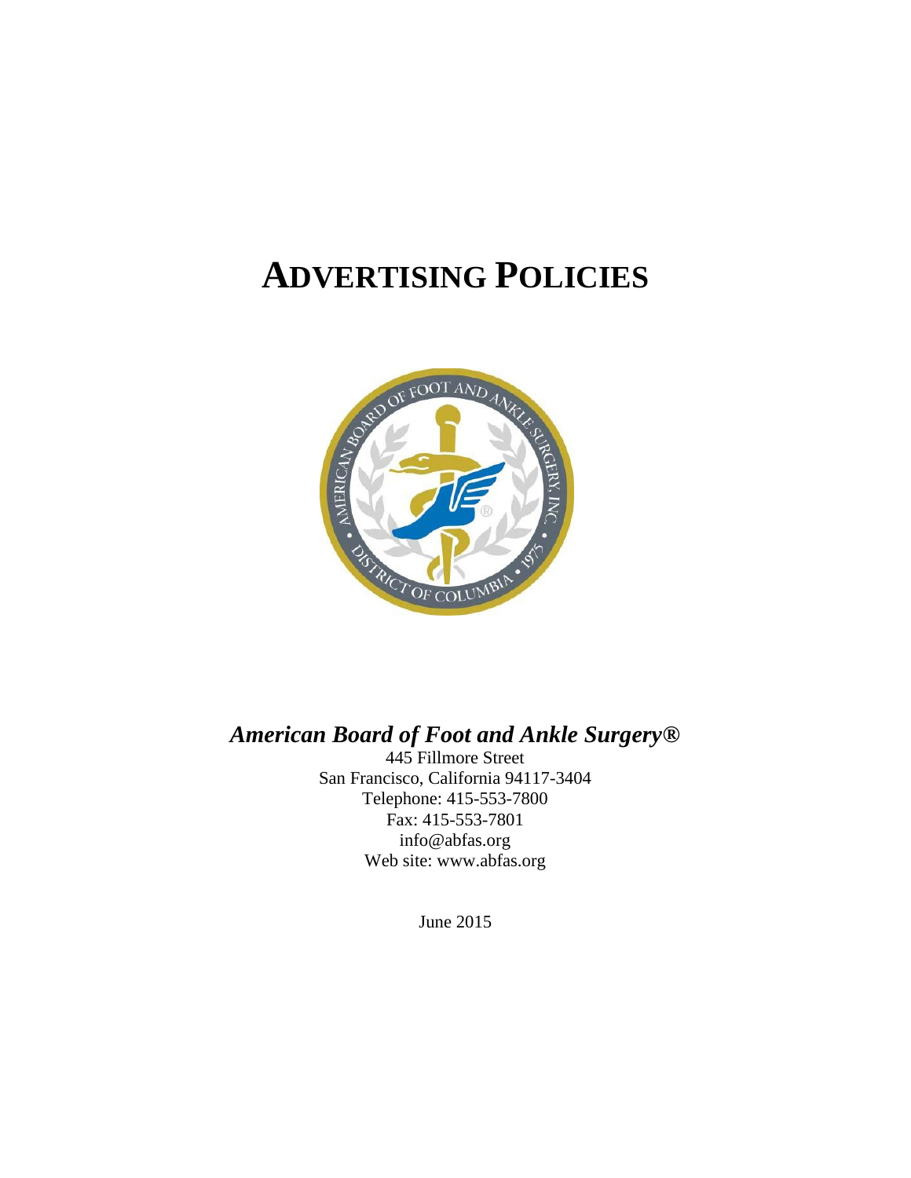# ADVERTISING POLICIES

***American Board of Foot and Ankle Surgery®***

445 Fillmore Street
San Francisco, California 94117-3404
Telephone: 415-553-7800
Fax: 415-553-7801
info@abfas.org
Web site: www.abfas.org

June 2015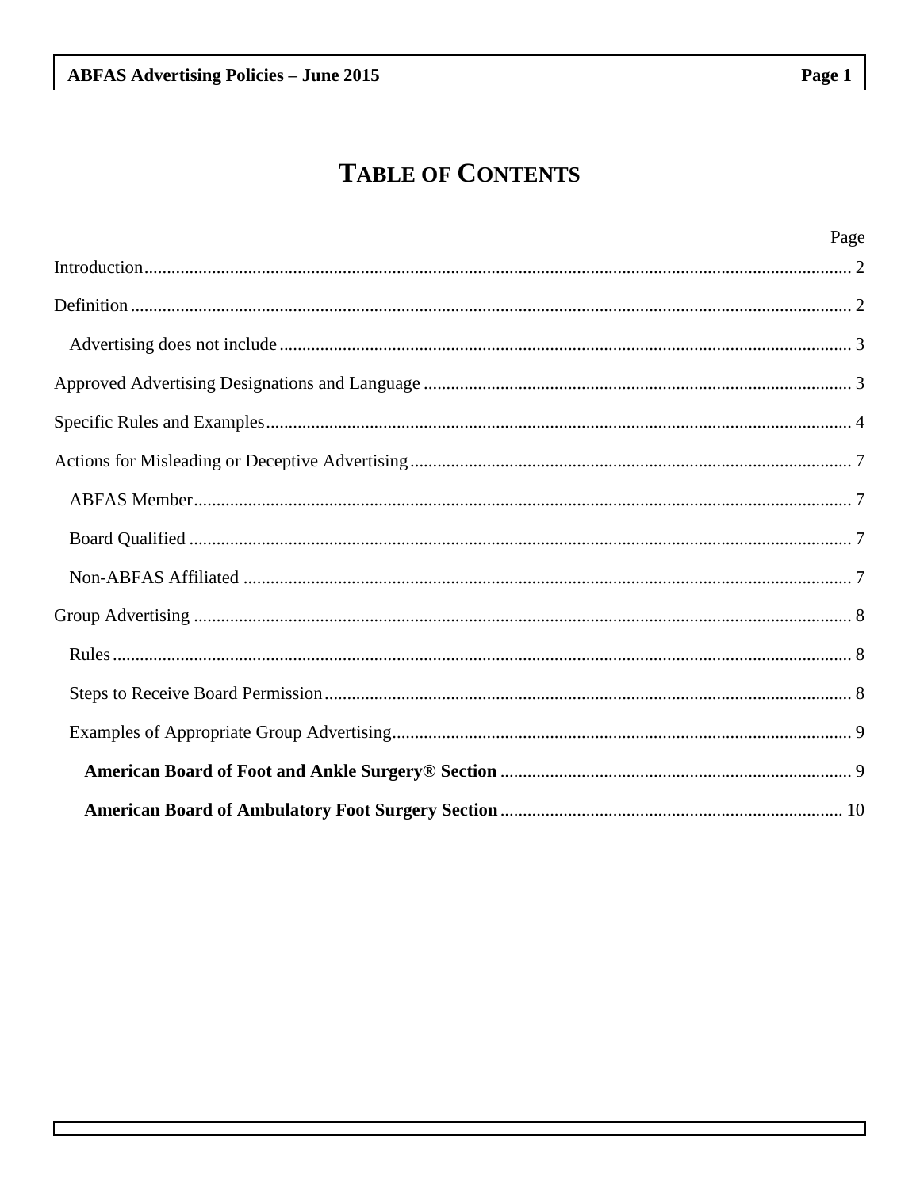# TABLE OF CONTENTS

Page

Introduction ........................................................................................................................................ 2

Definition ............................................................................................................................................ 2

  Advertising does not include ............................................................................................................ 3

Approved Advertising Designations and Language ............................................................................ 3

Specific Rules and Examples ............................................................................................................... 4

Actions for Misleading or Deceptive Advertising ............................................................................... 7

  ABFAS Member ................................................................................................................................ 7

  Board Qualified ................................................................................................................................ 7

  Non-ABFAS Affiliated ...................................................................................................................... 7

Group Advertising ............................................................................................................................... 8

  Rules ................................................................................................................................................ 8

  Steps to Receive Board Permission .................................................................................................. 8

  Examples of Appropriate Group Advertising .................................................................................... 9

    **American Board of Foot and Ankle Surgery® Section** ............................................................ 9

    **American Board of Ambulatory Foot Surgery Section** ........................................................... 10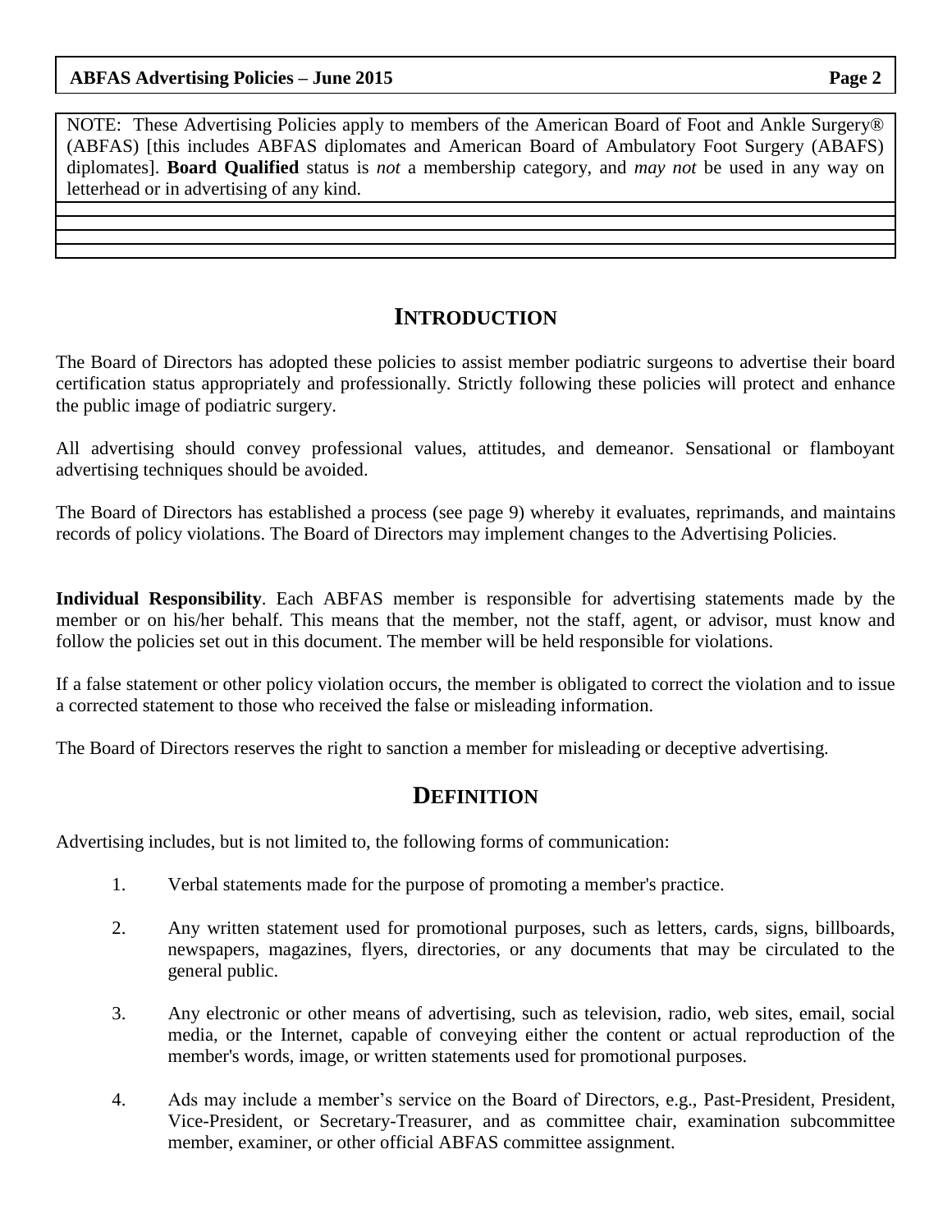NOTE: These Advertising Policies apply to members of the American Board of Foot and Ankle Surgery® (ABFAS) [this includes ABFAS diplomates and American Board of Ambulatory Foot Surgery (ABAFS) diplomates]. **Board Qualified** status is *not* a membership category, and *may not* be used in any way on letterhead or in advertising of any kind.

## INTRODUCTION

The Board of Directors has adopted these policies to assist member podiatric surgeons to advertise their board certification status appropriately and professionally. Strictly following these policies will protect and enhance the public image of podiatric surgery.

All advertising should convey professional values, attitudes, and demeanor. Sensational or flamboyant advertising techniques should be avoided.

The Board of Directors has established a process (see page 9) whereby it evaluates, reprimands, and maintains records of policy violations. The Board of Directors may implement changes to the Advertising Policies.

**Individual Responsibility**. Each ABFAS member is responsible for advertising statements made by the member or on his/her behalf. This means that the member, not the staff, agent, or advisor, must know and follow the policies set out in this document. The member will be held responsible for violations.

If a false statement or other policy violation occurs, the member is obligated to correct the violation and to issue a corrected statement to those who received the false or misleading information.

The Board of Directors reserves the right to sanction a member for misleading or deceptive advertising.

## DEFINITION

Advertising includes, but is not limited to, the following forms of communication:

1. Verbal statements made for the purpose of promoting a member's practice.

2. Any written statement used for promotional purposes, such as letters, cards, signs, billboards, newspapers, magazines, flyers, directories, or any documents that may be circulated to the general public.

3. Any electronic or other means of advertising, such as television, radio, web sites, email, social media, or the Internet, capable of conveying either the content or actual reproduction of the member's words, image, or written statements used for promotional purposes.

4. Ads may include a member's service on the Board of Directors, e.g., Past-President, President, Vice-President, or Secretary-Treasurer, and as committee chair, examination subcommittee member, examiner, or other official ABFAS committee assignment.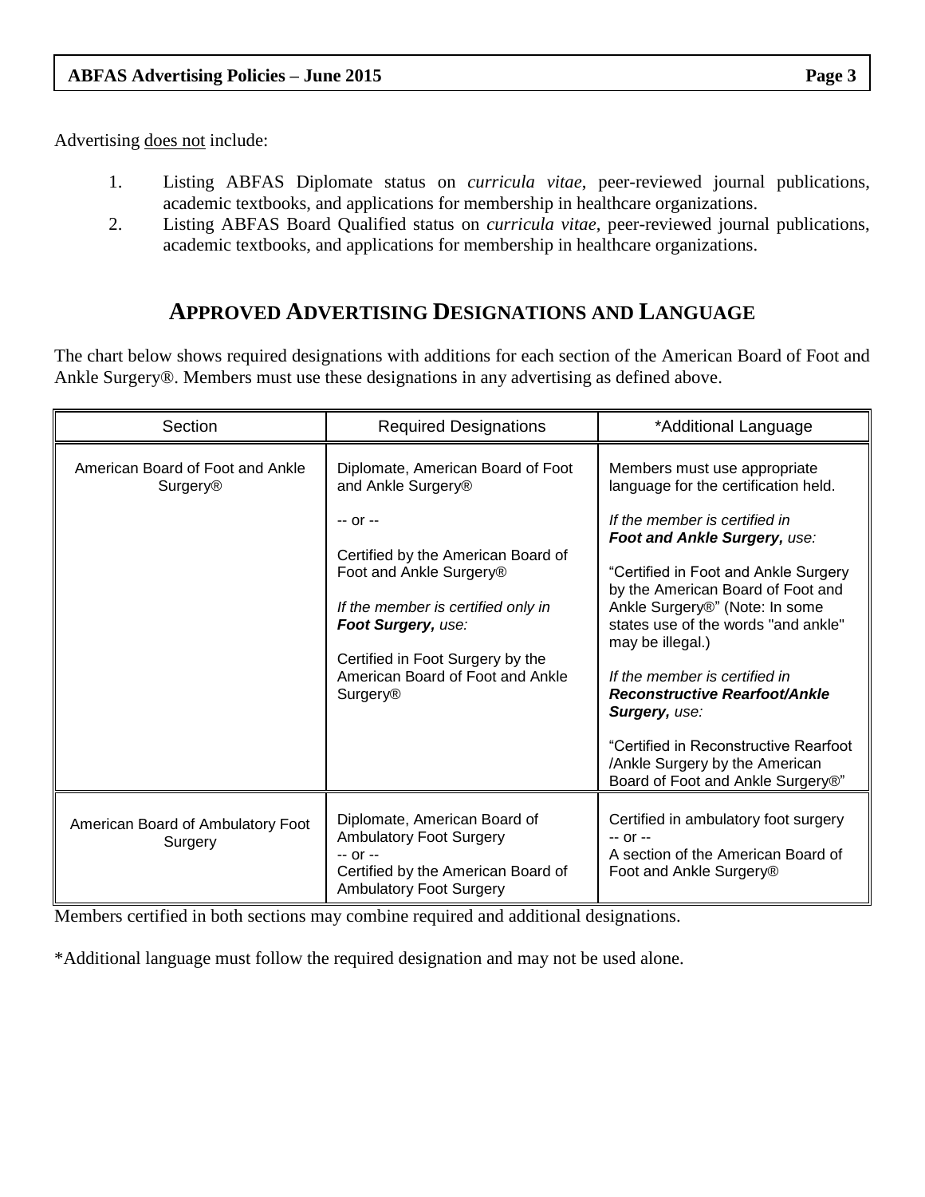Advertising does not include:

1. Listing ABFAS Diplomate status on *curricula vitae*, peer-reviewed journal publications, academic textbooks, and applications for membership in healthcare organizations.
2. Listing ABFAS Board Qualified status on *curricula vitae*, peer-reviewed journal publications, academic textbooks, and applications for membership in healthcare organizations.

## APPROVED ADVERTISING DESIGNATIONS AND LANGUAGE

The chart below shows required designations with additions for each section of the American Board of Foot and Ankle Surgery®. Members must use these designations in any advertising as defined above.

| Section | Required Designations | *Additional Language |
|---|---|---|
| American Board of Foot and Ankle Surgery® | Diplomate, American Board of Foot and Ankle Surgery® <br><br> -- or -- <br><br> Certified by the American Board of Foot and Ankle Surgery® <br><br> *If the member is certified only in **Foot Surgery,** use:* <br><br> Certified in Foot Surgery by the American Board of Foot and Ankle Surgery® | Members must use appropriate language for the certification held. <br><br> *If the member is certified in **Foot and Ankle Surgery,** use:* <br><br> "Certified in Foot and Ankle Surgery by the American Board of Foot and Ankle Surgery®" (Note: In some states use of the words "and ankle" may be illegal.) <br><br> *If the member is certified in **Reconstructive Rearfoot/Ankle Surgery,** use:* <br><br> "Certified in Reconstructive Rearfoot /Ankle Surgery by the American Board of Foot and Ankle Surgery®" |
| American Board of Ambulatory Foot Surgery | Diplomate, American Board of Ambulatory Foot Surgery <br> -- or -- <br> Certified by the American Board of Ambulatory Foot Surgery | Certified in ambulatory foot surgery <br> -- or -- <br> A section of the American Board of Foot and Ankle Surgery® |

Members certified in both sections may combine required and additional designations.

*Additional language must follow the required designation and may not be used alone.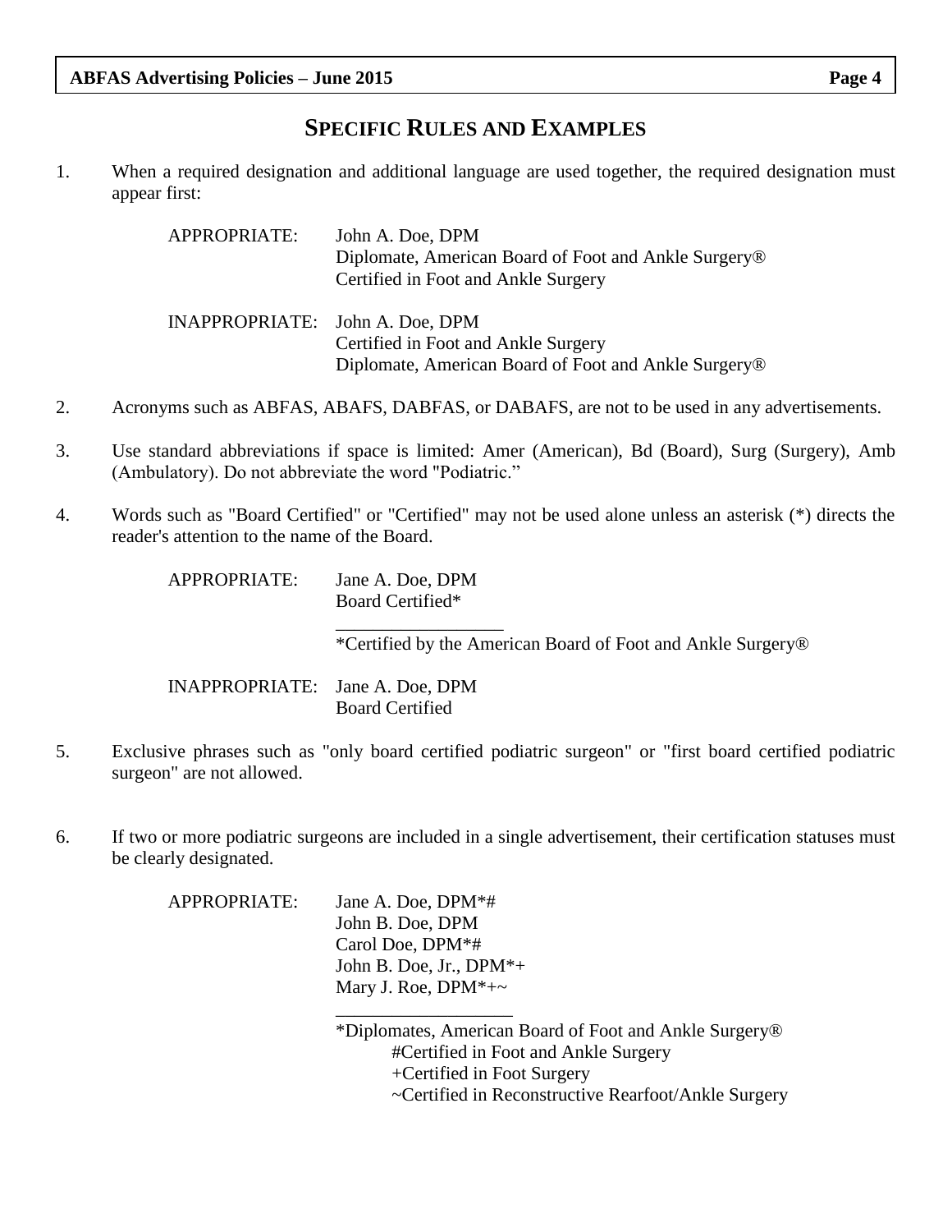## SPECIFIC RULES AND EXAMPLES

1. When a required designation and additional language are used together, the required designation must appear first:

   APPROPRIATE:
   John A. Doe, DPM
   Diplomate, American Board of Foot and Ankle Surgery®
   Certified in Foot and Ankle Surgery

   INAPPROPRIATE:
   John A. Doe, DPM
   Certified in Foot and Ankle Surgery
   Diplomate, American Board of Foot and Ankle Surgery®

2. Acronyms such as ABFAS, ABAFS, DABFAS, or DABAFS, are not to be used in any advertisements.

3. Use standard abbreviations if space is limited: Amer (American), Bd (Board), Surg (Surgery), Amb (Ambulatory). Do not abbreviate the word "Podiatric."

4. Words such as "Board Certified" or "Certified" may not be used alone unless an asterisk (*) directs the reader's attention to the name of the Board.

   APPROPRIATE:
   Jane A. Doe, DPM
   Board Certified*

   ________________
   *Certified by the American Board of Foot and Ankle Surgery®

   INAPPROPRIATE:
   Jane A. Doe, DPM
   Board Certified

5. Exclusive phrases such as "only board certified podiatric surgeon" or "first board certified podiatric surgeon" are not allowed.

6. If two or more podiatric surgeons are included in a single advertisement, their certification statuses must be clearly designated.

   APPROPRIATE:
   Jane A. Doe, DPM*#
   John B. Doe, DPM
   Carol Doe, DPM*#
   John B. Doe, Jr., DPM*+
   Mary J. Roe, DPM*+~

   ________________
   *Diplomates, American Board of Foot and Ankle Surgery®
   #Certified in Foot and Ankle Surgery
   +Certified in Foot Surgery
   ~Certified in Reconstructive Rearfoot/Ankle Surgery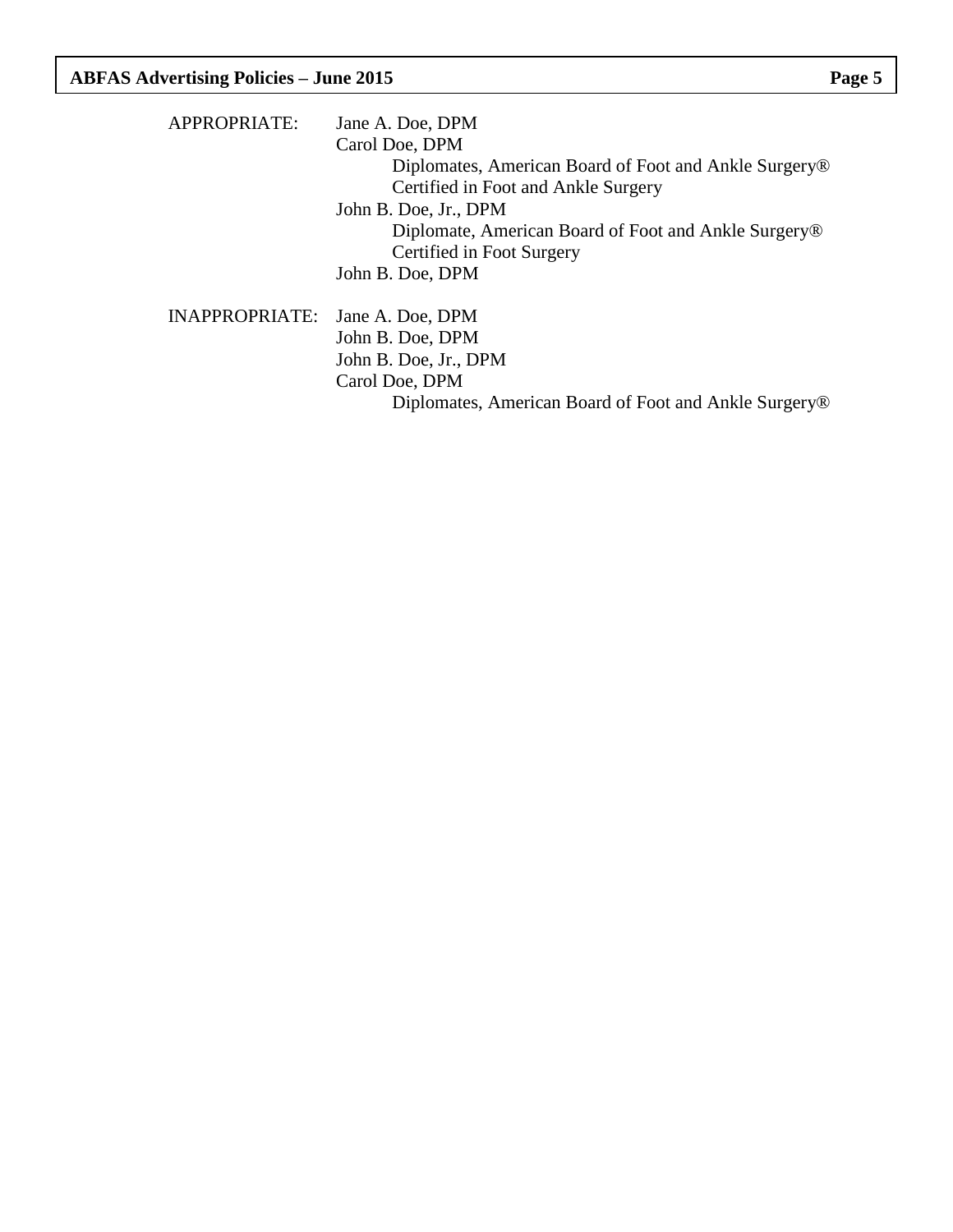APPROPRIATE:

Jane A. Doe, DPM
Carol Doe, DPM
    Diplomates, American Board of Foot and Ankle Surgery®
    Certified in Foot and Ankle Surgery
John B. Doe, Jr., DPM
    Diplomate, American Board of Foot and Ankle Surgery®
    Certified in Foot Surgery
John B. Doe, DPM

INAPPROPRIATE:

Jane A. Doe, DPM
John B. Doe, DPM
John B. Doe, Jr., DPM
Carol Doe, DPM
    Diplomates, American Board of Foot and Ankle Surgery®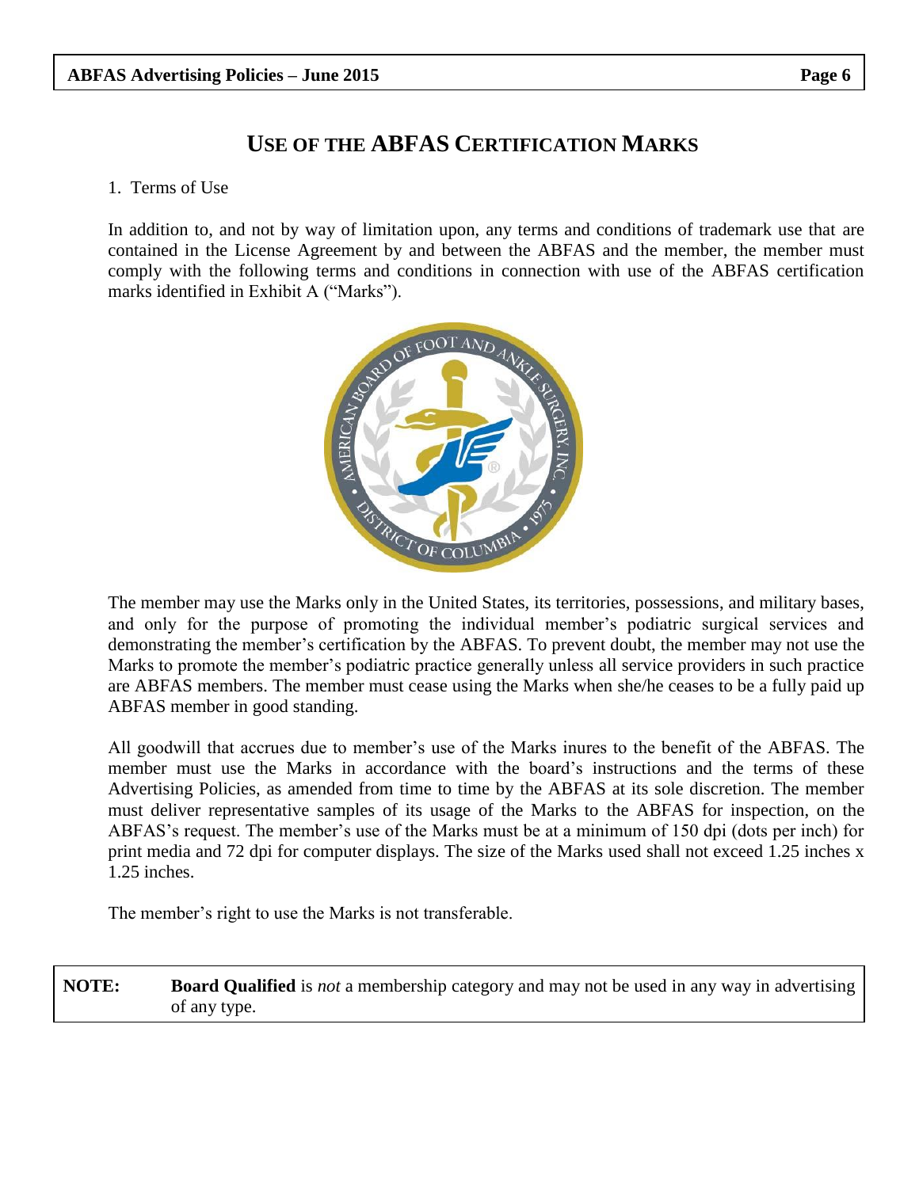# USE OF THE ABFAS CERTIFICATION MARKS

1. Terms of Use

In addition to, and not by way of limitation upon, any terms and conditions of trademark use that are contained in the License Agreement by and between the ABFAS and the member, the member must comply with the following terms and conditions in connection with use of the ABFAS certification marks identified in Exhibit A ("Marks").

The member may use the Marks only in the United States, its territories, possessions, and military bases, and only for the purpose of promoting the individual member's podiatric surgical services and demonstrating the member's certification by the ABFAS. To prevent doubt, the member may not use the Marks to promote the member's podiatric practice generally unless all service providers in such practice are ABFAS members. The member must cease using the Marks when she/he ceases to be a fully paid up ABFAS member in good standing.

All goodwill that accrues due to member's use of the Marks inures to the benefit of the ABFAS. The member must use the Marks in accordance with the board's instructions and the terms of these Advertising Policies, as amended from time to time by the ABFAS at its sole discretion. The member must deliver representative samples of its usage of the Marks to the ABFAS for inspection, on the ABFAS's request. The member's use of the Marks must be at a minimum of 150 dpi (dots per inch) for print media and 72 dpi for computer displays. The size of the Marks used shall not exceed 1.25 inches x 1.25 inches.

The member's right to use the Marks is not transferable.

**NOTE:** **Board Qualified** is *not* a membership category and may not be used in any way in advertising of any type.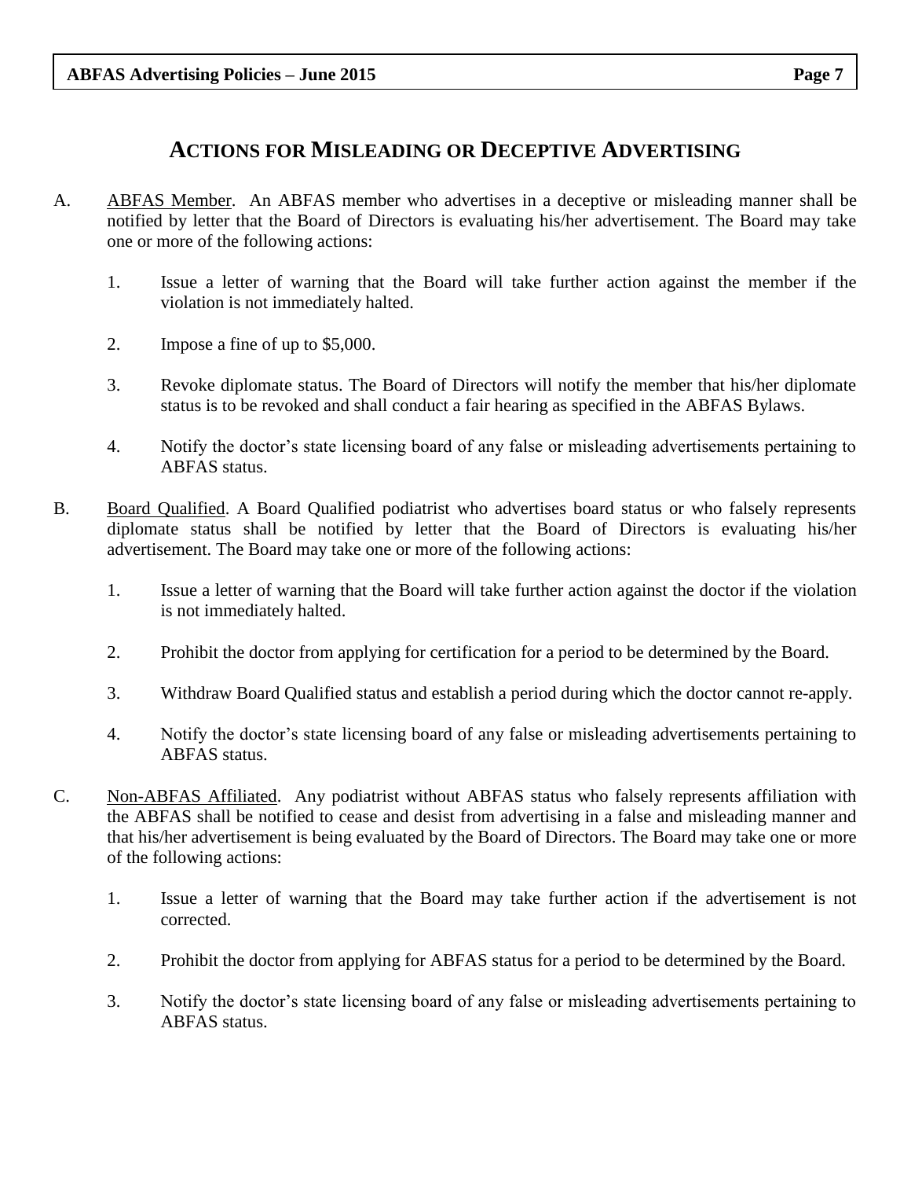## Actions for Misleading or Deceptive Advertising

A. Ab<u>ABFAS Member</u>. An ABFAS member who advertises in a deceptive or misleading manner shall be notified by letter that the Board of Directors is evaluating his/her advertisement. The Board may take one or more of the following actions:

   1. Issue a letter of warning that the Board will take further action against the member if the violation is not immediately halted.

   2. Impose a fine of up to $5,000.

   3. Revoke diplomate status. The Board of Directors will notify the member that his/her diplomate status is to be revoked and shall conduct a fair hearing as specified in the ABFAS Bylaws.

   4. Notify the doctor's state licensing board of any false or misleading advertisements pertaining to ABFAS status.

B. <u>Board Qualified</u>. A Board Qualified podiatrist who advertises board status or who falsely represents diplomate status shall be notified by letter that the Board of Directors is evaluating his/her advertisement. The Board may take one or more of the following actions:

   1. Issue a letter of warning that the Board will take further action against the doctor if the violation is not immediately halted.

   2. Prohibit the doctor from applying for certification for a period to be determined by the Board.

   3. Withdraw Board Qualified status and establish a period during which the doctor cannot re-apply.

   4. Notify the doctor's state licensing board of any false or misleading advertisements pertaining to ABFAS status.

C. <u>Non-ABFAS Affiliated</u>. Any podiatrist without ABFAS status who falsely represents affiliation with the ABFAS shall be notified to cease and desist from advertising in a false and misleading manner and that his/her advertisement is being evaluated by the Board of Directors. The Board may take one or more of the following actions:

   1. Issue a letter of warning that the Board may take further action if the advertisement is not corrected.

   2. Prohibit the doctor from applying for ABFAS status for a period to be determined by the Board.

   3. Notify the doctor's state licensing board of any false or misleading advertisements pertaining to ABFAS status.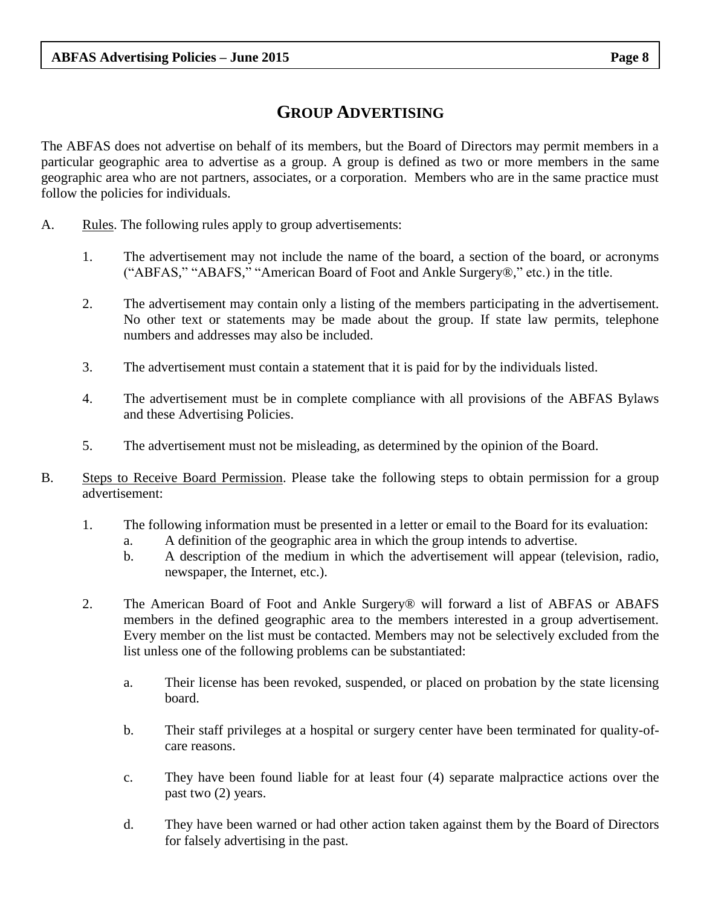# Group Advertising

The ABFAS does not advertise on behalf of its members, but the Board of Directors may permit members in a particular geographic area to advertise as a group. A group is defined as two or more members in the same geographic area who are not partners, associates, or a corporation. Members who are in the same practice must follow the policies for individuals.

A. Rules. The following rules apply to group advertisements:

1. The advertisement may not include the name of the board, a section of the board, or acronyms ("ABFAS," "ABAFS," "American Board of Foot and Ankle Surgery®," etc.) in the title.

2. The advertisement may contain only a listing of the members participating in the advertisement. No other text or statements may be made about the group. If state law permits, telephone numbers and addresses may also be included.

3. The advertisement must contain a statement that it is paid for by the individuals listed.

4. The advertisement must be in complete compliance with all provisions of the ABFAS Bylaws and these Advertising Policies.

5. The advertisement must not be misleading, as determined by the opinion of the Board.

B. Steps to Receive Board Permission. Please take the following steps to obtain permission for a group advertisement:

1. The following information must be presented in a letter or email to the Board for its evaluation:
   a. A definition of the geographic area in which the group intends to advertise.
   b. A description of the medium in which the advertisement will appear (television, radio, newspaper, the Internet, etc.).

2. The American Board of Foot and Ankle Surgery® will forward a list of ABFAS or ABAFS members in the defined geographic area to the members interested in a group advertisement. Every member on the list must be contacted. Members may not be selectively excluded from the list unless one of the following problems can be substantiated:

   a. Their license has been revoked, suspended, or placed on probation by the state licensing board.

   b. Their staff privileges at a hospital or surgery center have been terminated for quality-of-care reasons.

   c. They have been found liable for at least four (4) separate malpractice actions over the past two (2) years.

   d. They have been warned or had other action taken against them by the Board of Directors for falsely advertising in the past.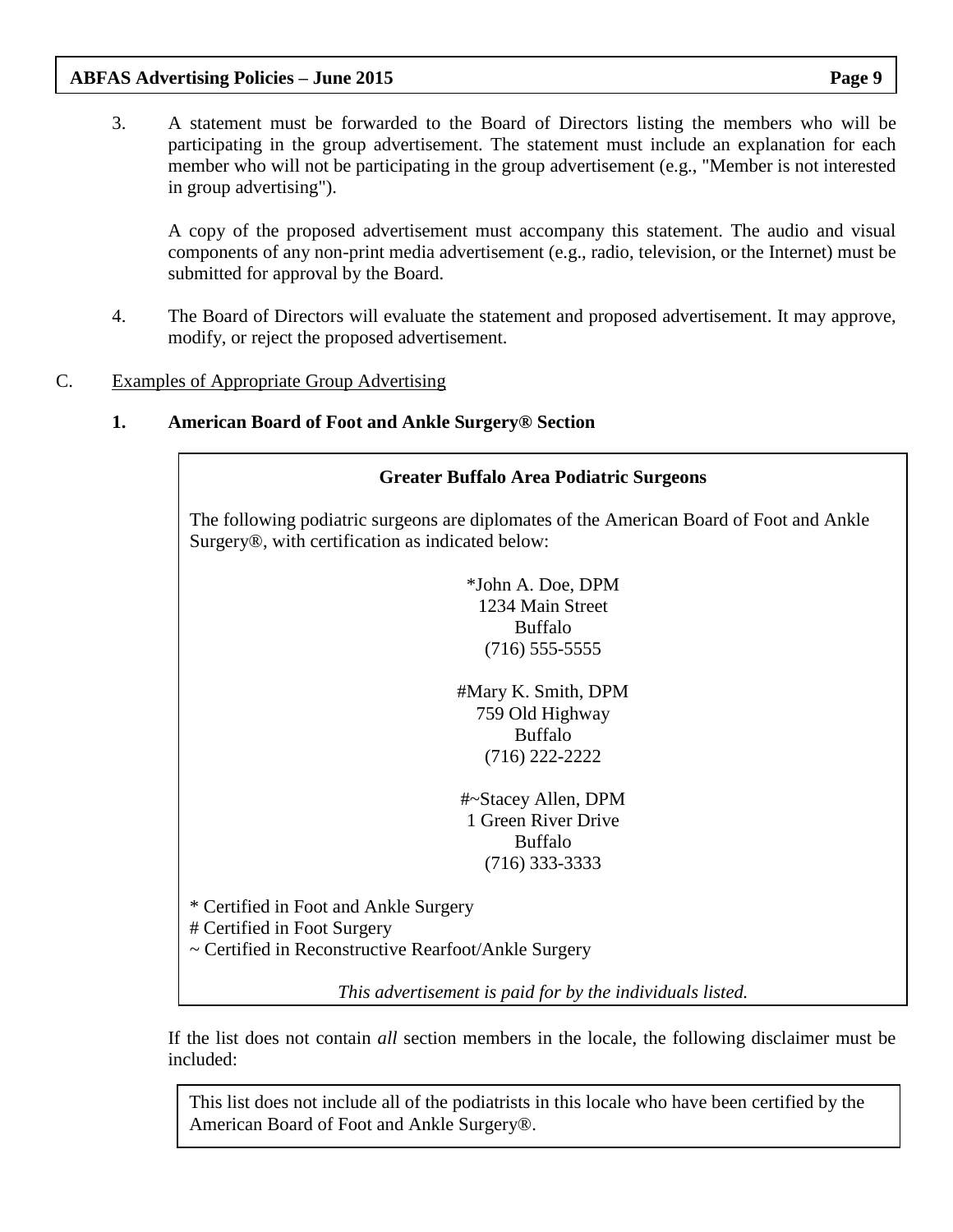3. A statement must be forwarded to the Board of Directors listing the members who will be participating in the group advertisement. The statement must include an explanation for each member who will not be participating in the group advertisement (e.g., "Member is not interested in group advertising").

   A copy of the proposed advertisement must accompany this statement. The audio and visual components of any non-print media advertisement (e.g., radio, television, or the Internet) must be submitted for approval by the Board.

4. The Board of Directors will evaluate the statement and proposed advertisement. It may approve, modify, or reject the proposed advertisement.

C. Examples of Appropriate Group Advertising

**1. American Board of Foot and Ankle Surgery® Section**

> **Greater Buffalo Area Podiatric Surgeons**
>
> The following podiatric surgeons are diplomates of the American Board of Foot and Ankle Surgery®, with certification as indicated below:
>
> *John A. Doe, DPM
> 1234 Main Street
> Buffalo
> (716) 555-5555
>
> #Mary K. Smith, DPM
> 759 Old Highway
> Buffalo
> (716) 222-2222
>
> #~Stacey Allen, DPM
> 1 Green River Drive
> Buffalo
> (716) 333-3333
>
> * Certified in Foot and Ankle Surgery
> # Certified in Foot Surgery
> ~ Certified in Reconstructive Rearfoot/Ankle Surgery
>
> *This advertisement is paid for by the individuals listed.*

If the list does not contain *all* section members in the locale, the following disclaimer must be included:

> This list does not include all of the podiatrists in this locale who have been certified by the American Board of Foot and Ankle Surgery®.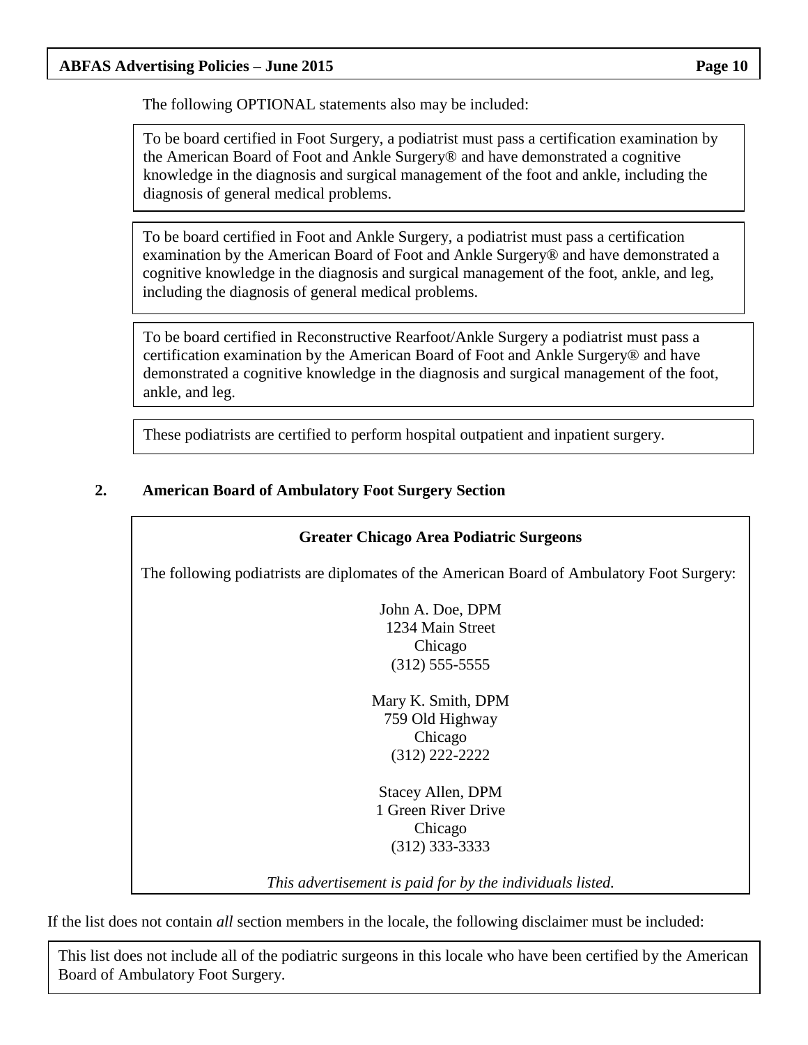The following OPTIONAL statements also may be included:

> To be board certified in Foot Surgery, a podiatrist must pass a certification examination by the American Board of Foot and Ankle Surgery® and have demonstrated a cognitive knowledge in the diagnosis and surgical management of the foot and ankle, including the diagnosis of general medical problems.

> To be board certified in Foot and Ankle Surgery, a podiatrist must pass a certification examination by the American Board of Foot and Ankle Surgery® and have demonstrated a cognitive knowledge in the diagnosis and surgical management of the foot, ankle, and leg, including the diagnosis of general medical problems.

> To be board certified in Reconstructive Rearfoot/Ankle Surgery a podiatrist must pass a certification examination by the American Board of Foot and Ankle Surgery® and have demonstrated a cognitive knowledge in the diagnosis and surgical management of the foot, ankle, and leg.

> These podiatrists are certified to perform hospital outpatient and inpatient surgery.

**2. American Board of Ambulatory Foot Surgery Section**

> **Greater Chicago Area Podiatric Surgeons**
>
> The following podiatrists are diplomates of the American Board of Ambulatory Foot Surgery:
>
> John A. Doe, DPM
> 1234 Main Street
> Chicago
> (312) 555-5555
>
> Mary K. Smith, DPM
> 759 Old Highway
> Chicago
> (312) 222-2222
>
> Stacey Allen, DPM
> 1 Green River Drive
> Chicago
> (312) 333-3333
>
> *This advertisement is paid for by the individuals listed.*

If the list does not contain *all* section members in the locale, the following disclaimer must be included:

> This list does not include all of the podiatric surgeons in this locale who have been certified by the American Board of Ambulatory Foot Surgery.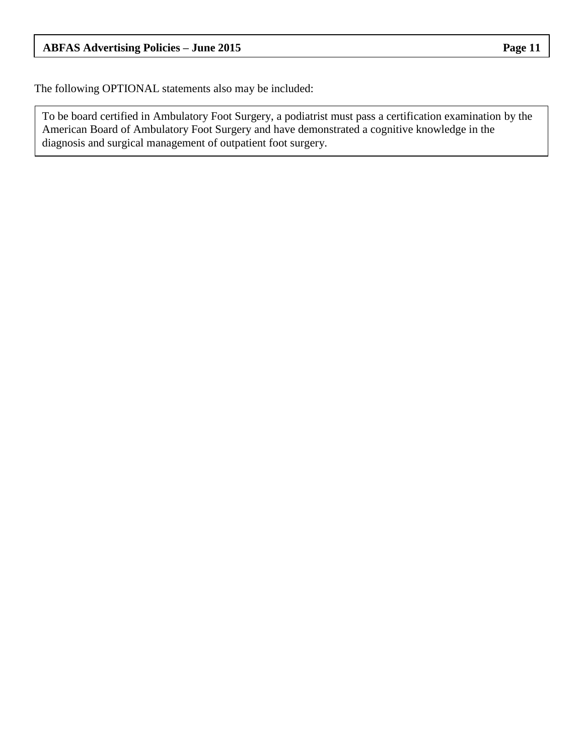The following OPTIONAL statements also may be included:

> To be board certified in Ambulatory Foot Surgery, a podiatrist must pass a certification examination by the American Board of Ambulatory Foot Surgery and have demonstrated a cognitive knowledge in the diagnosis and surgical management of outpatient foot surgery.